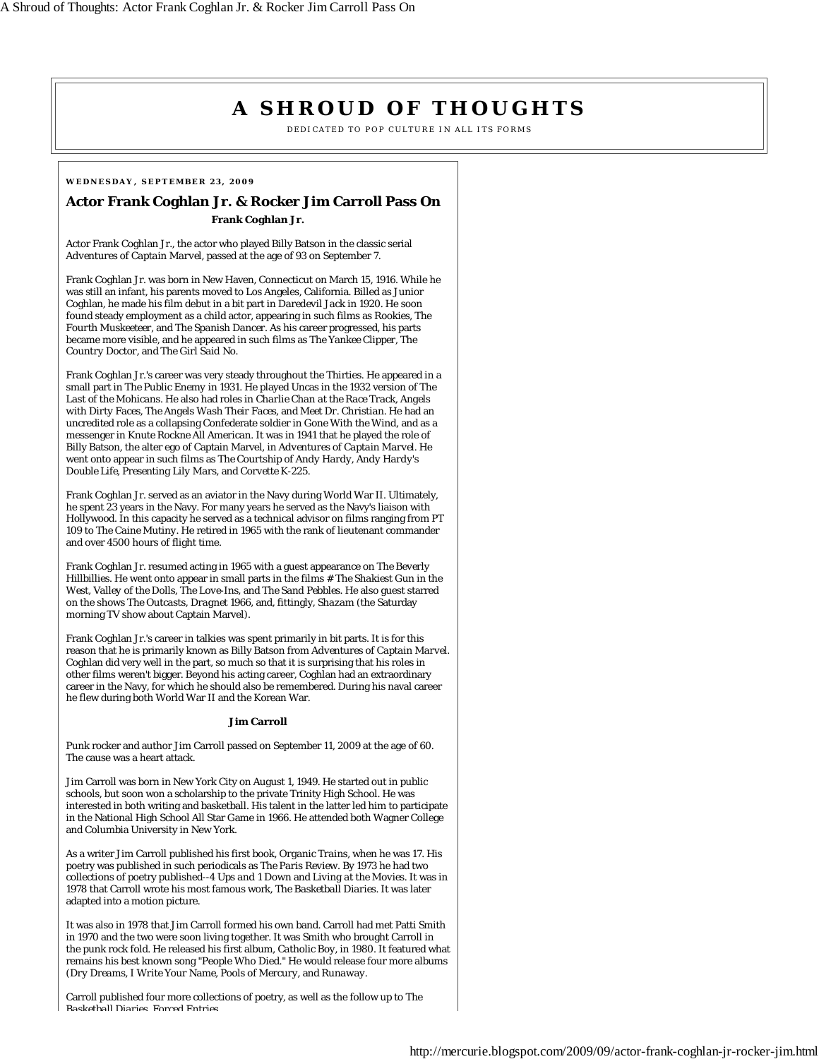// A SHROUD OF THOUGHTS

DEDICATED TO POP CULTURE IN ALL ITS FORMS

**WEDNESDAY, SEPTEMBER 23, 2009**

## Actor Frank Coghlan Jr. & Rocker Jim Carroll Pass On

**Frank Coghlan Jr.**

Actor Frank Coghlan Jr., the actor who played Billy Batson in the classic serial *Adventures of Captain Marvel*, passed at the age of 93 on September 7.

Frank Coghlan Jr. was born in New Haven, Connecticut on March 15, 1916. While he was still an infant, his parents moved to Los Angeles, California. Billed as Junior Coghlan, he made his film debut in a bit part in *Daredevil Jack* in 1920. He soon found steady employment as a child actor, appearing in such films as Rookies, The Fourth Muskeeteer, and The Spanish Dancer. As his career progressed, his parts became more visible, and he appeared in such films as The Yankee Clipper, The Country Doctor, and The Girl Said No.

Frank Coghlan Jr.'s career was very steady throughout the Thirties. He appeared in a small part in The Public Enemy in 1931. He played Uncas in the 1932 version of The Last of the Mohicans. He also had roles in *Charlie Chan at the Race Track*, Angels with Dirty Faces, The Angels Wash Their Faces, and Meet Dr. Christian. He had an uncredited role as a collapsing Confederate soldier in Gone With the Wind, and as a messenger in Knute Rockne All American. It was in 1941 that he played the role of Billy Batson, the alter ego of Captain Marvel, in *Adventures of Captain Marvel*. He went onto appear in such films as The Courtship of Andy Hardy, Andy Hardy's Double Life, Presenting Lily Mars, and Corvette K-225.

Frank Coghlan Jr. served as an aviator in the Navy during World War II. Ultimately, he spent 23 years in the Navy. For many years he served as the Navy's liaison with Hollywood. In this capacity he served as a technical advisor on films ranging from PT 109 to The Caine Mutiny. He retired in 1965 with the rank of lieutenant commander and over 4500 hours of flight time.

Frank Coghlan Jr. resumed acting in 1965 with a guest appearance on The Beverly Hillbillies. He went onto appear in small parts in the films # The Shakiest Gun in the West, Valley of the Dolls, The Love-Ins, and The Sand Pebbles. He also guest starred on the shows The Outcasts, *Dragnet 1966*, and, fittingly, *Shazam* (the Saturday morning TV show about Captain Marvel).

Frank Coghlan Jr.'s career in talkies was spent primarily in bit parts. It is for this reason that he is primarily known as Billy Batson from *Adventures of Captain Marvel*. Coghlan did very well in the part, so much so that it is surprising that his roles in other films weren't bigger. Beyond his acting career, Coghlan had an extraordinary career in the Navy, for which he should also be remembered. During his naval career he flew during both World War II and the Korean War.

**Jim Carroll**

Punk rocker and author Jim Carroll passed on September 11, 2009 at the age of 60. The cause was a heart attack.

Jim Carroll was born in New York City on August 1, 1949. He started out in public schools, but soon won a scholarship to the private Trinity High School. He was interested in both writing and basketball. His talent in the latter led him to participate in the National High School All Star Game in 1966. He attended both Wagner College and Columbia University in New York.

As a writer Jim Carroll published his first book, *Organic Trains*, when he was 17. His poetry was published in such periodicals as *The Paris Review*. By 1973 he had two collections of poetry published--*4 Ups and 1 Down* and *Living at the Movies*. It was in 1978 that Carroll wrote his most famous work, *The Basketball Diaries*. It was later adapted into a motion picture.

It was also in 1978 that Jim Carroll formed his own band. Carroll had met Patti Smith in 1970 and the two were soon living together. It was Smith who brought Carroll in the punk rock fold. He released his first album, Catholic Boy, in 1980. It featured what remains his best known song "People Who Died." He would release four more albums (Dry Dreams, I Write Your Name, Pools of Mercury, and Runaway.

Carroll published four more collections of poetry, as well as the follow up to The Basketball Diaries, Forced Entries